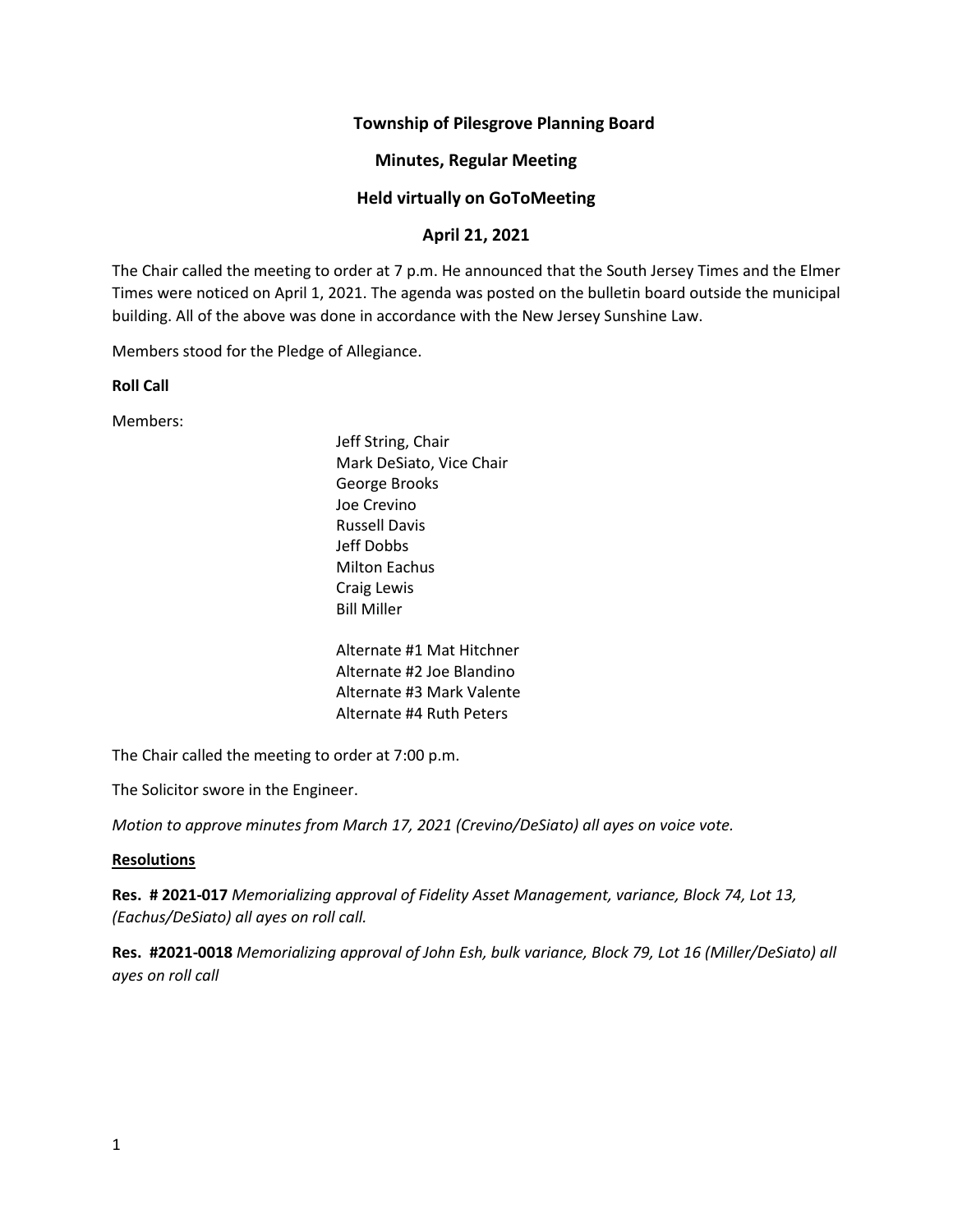# Township of Pilesgrove Planning Board

## Minutes, Regular Meeting

## Held virtually on GoToMeeting

## April 21, 2021

The Chair called the meeting to order at 7 p.m. He announced that the South Jersey Times and the Elmer Times were noticed on April 1, 2021. The agenda was posted on the bulletin board outside the municipal building. All of the above was done in accordance with the New Jersey Sunshine Law.

Members stood for the Pledge of Allegiance.

**Roll Call**

Members:

Jeff String, Chair
Mark DeSiato, Vice Chair
George Brooks
Joe Crevino
Russell Davis
Jeff Dobbs
Milton Eachus
Craig Lewis
Bill Miller

Alternate #1 Mat Hitchner
Alternate #2 Joe Blandino
Alternate #3 Mark Valente
Alternate #4 Ruth Peters

The Chair called the meeting to order at 7:00 p.m.

The Solicitor swore in the Engineer.

*Motion to approve minutes from March 17, 2021 (Crevino/DeSiato) all ayes on voice vote.*

**Resolutions**

**Res. # 2021-017** *Memorializing approval of Fidelity Asset Management, variance, Block 74, Lot 13, (Eachus/DeSiato) all ayes on roll call.*

**Res. #2021-0018** *Memorializing approval of John Esh, bulk variance, Block 79, Lot 16 (Miller/DeSiato) all ayes on roll call*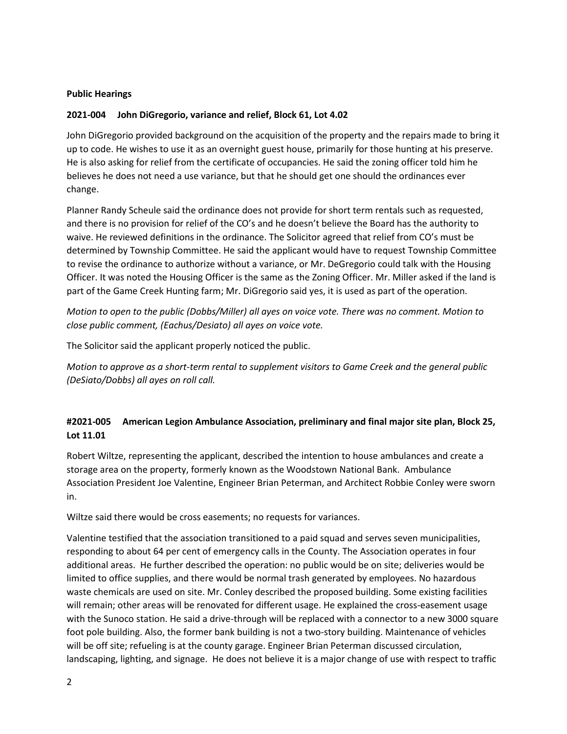**Public Hearings**

**2021-004 John DiGregorio, variance and relief, Block 61, Lot 4.02**

John DiGregorio provided background on the acquisition of the property and the repairs made to bring it up to code. He wishes to use it as an overnight guest house, primarily for those hunting at his preserve. He is also asking for relief from the certificate of occupancies. He said the zoning officer told him he believes he does not need a use variance, but that he should get one should the ordinances ever change.

Planner Randy Scheule said the ordinance does not provide for short term rentals such as requested, and there is no provision for relief of the CO's and he doesn't believe the Board has the authority to waive. He reviewed definitions in the ordinance. The Solicitor agreed that relief from CO's must be determined by Township Committee. He said the applicant would have to request Township Committee to revise the ordinance to authorize without a variance, or Mr. DeGregorio could talk with the Housing Officer. It was noted the Housing Officer is the same as the Zoning Officer. Mr. Miller asked if the land is part of the Game Creek Hunting farm; Mr. DiGregorio said yes, it is used as part of the operation.

*Motion to open to the public (Dobbs/Miller) all ayes on voice vote. There was no comment. Motion to close public comment, (Eachus/Desiato) all ayes on voice vote.*

The Solicitor said the applicant properly noticed the public.

*Motion to approve as a short-term rental to supplement visitors to Game Creek and the general public (DeSiato/Dobbs) all ayes on roll call.*

**#2021-005 American Legion Ambulance Association, preliminary and final major site plan, Block 25, Lot 11.01**

Robert Wiltze, representing the applicant, described the intention to house ambulances and create a storage area on the property, formerly known as the Woodstown National Bank. Ambulance Association President Joe Valentine, Engineer Brian Peterman, and Architect Robbie Conley were sworn in.

Wiltze said there would be cross easements; no requests for variances.

Valentine testified that the association transitioned to a paid squad and serves seven municipalities, responding to about 64 per cent of emergency calls in the County. The Association operates in four additional areas. He further described the operation: no public would be on site; deliveries would be limited to office supplies, and there would be normal trash generated by employees. No hazardous waste chemicals are used on site. Mr. Conley described the proposed building. Some existing facilities will remain; other areas will be renovated for different usage. He explained the cross-easement usage with the Sunoco station. He said a drive-through will be replaced with a connector to a new 3000 square foot pole building. Also, the former bank building is not a two-story building. Maintenance of vehicles will be off site; refueling is at the county garage. Engineer Brian Peterman discussed circulation, landscaping, lighting, and signage. He does not believe it is a major change of use with respect to traffic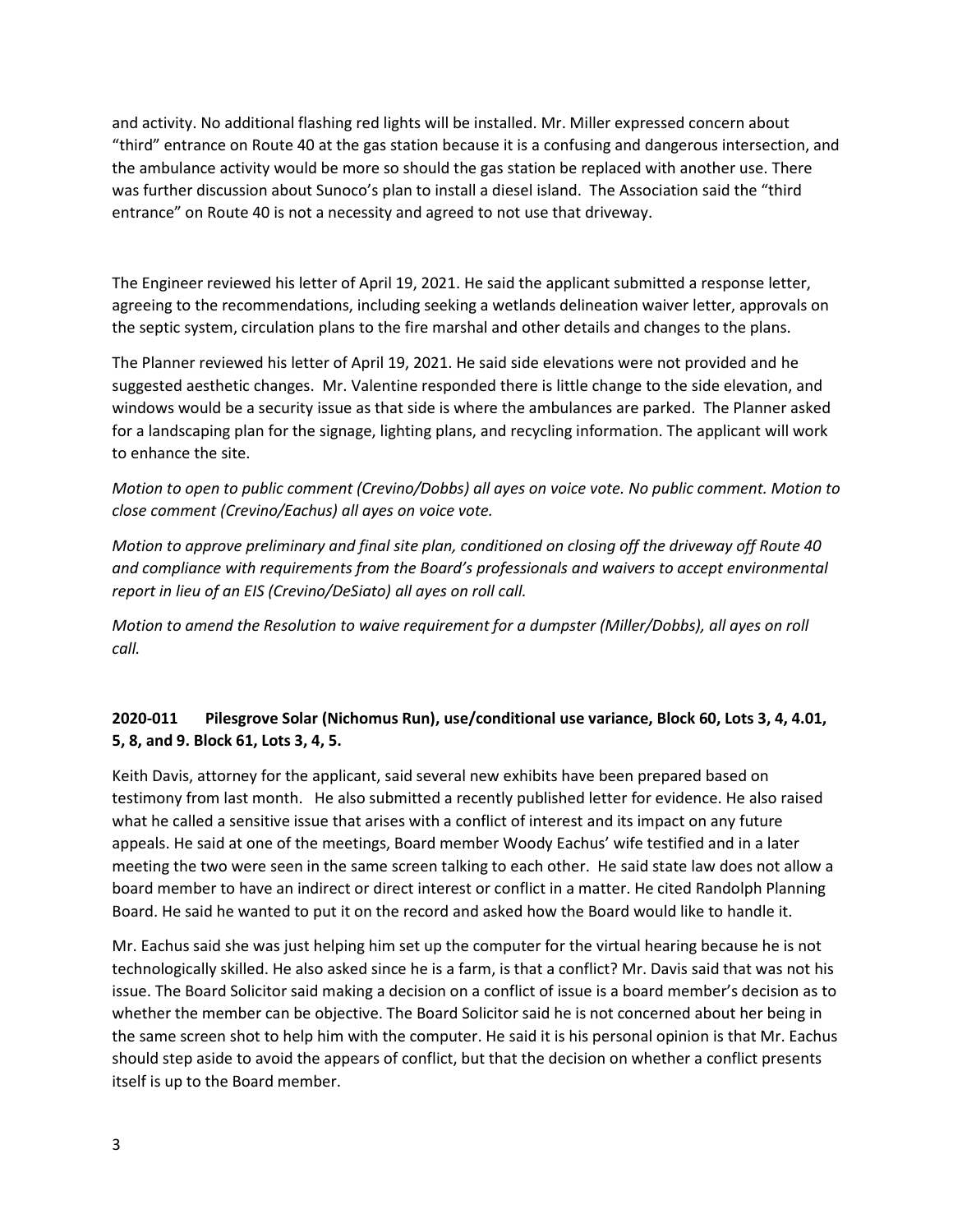and activity. No additional flashing red lights will be installed. Mr. Miller expressed concern about "third" entrance on Route 40 at the gas station because it is a confusing and dangerous intersection, and the ambulance activity would be more so should the gas station be replaced with another use. There was further discussion about Sunoco's plan to install a diesel island. The Association said the "third entrance" on Route 40 is not a necessity and agreed to not use that driveway.

The Engineer reviewed his letter of April 19, 2021. He said the applicant submitted a response letter, agreeing to the recommendations, including seeking a wetlands delineation waiver letter, approvals on the septic system, circulation plans to the fire marshal and other details and changes to the plans.

The Planner reviewed his letter of April 19, 2021. He said side elevations were not provided and he suggested aesthetic changes. Mr. Valentine responded there is little change to the side elevation, and windows would be a security issue as that side is where the ambulances are parked. The Planner asked for a landscaping plan for the signage, lighting plans, and recycling information. The applicant will work to enhance the site.

*Motion to open to public comment (Crevino/Dobbs) all ayes on voice vote. No public comment. Motion to close comment (Crevino/Eachus) all ayes on voice vote.*

*Motion to approve preliminary and final site plan, conditioned on closing off the driveway off Route 40 and compliance with requirements from the Board's professionals and waivers to accept environmental report in lieu of an EIS (Crevino/DeSiato) all ayes on roll call.*

*Motion to amend the Resolution to waive requirement for a dumpster (Miller/Dobbs), all ayes on roll call.*

**2020-011 Pilesgrove Solar (Nichomus Run), use/conditional use variance, Block 60, Lots 3, 4, 4.01, 5, 8, and 9. Block 61, Lots 3, 4, 5.**

Keith Davis, attorney for the applicant, said several new exhibits have been prepared based on testimony from last month. He also submitted a recently published letter for evidence. He also raised what he called a sensitive issue that arises with a conflict of interest and its impact on any future appeals. He said at one of the meetings, Board member Woody Eachus' wife testified and in a later meeting the two were seen in the same screen talking to each other. He said state law does not allow a board member to have an indirect or direct interest or conflict in a matter. He cited Randolph Planning Board. He said he wanted to put it on the record and asked how the Board would like to handle it.

Mr. Eachus said she was just helping him set up the computer for the virtual hearing because he is not technologically skilled. He also asked since he is a farm, is that a conflict? Mr. Davis said that was not his issue. The Board Solicitor said making a decision on a conflict of issue is a board member's decision as to whether the member can be objective. The Board Solicitor said he is not concerned about her being in the same screen shot to help him with the computer. He said it is his personal opinion is that Mr. Eachus should step aside to avoid the appears of conflict, but that the decision on whether a conflict presents itself is up to the Board member.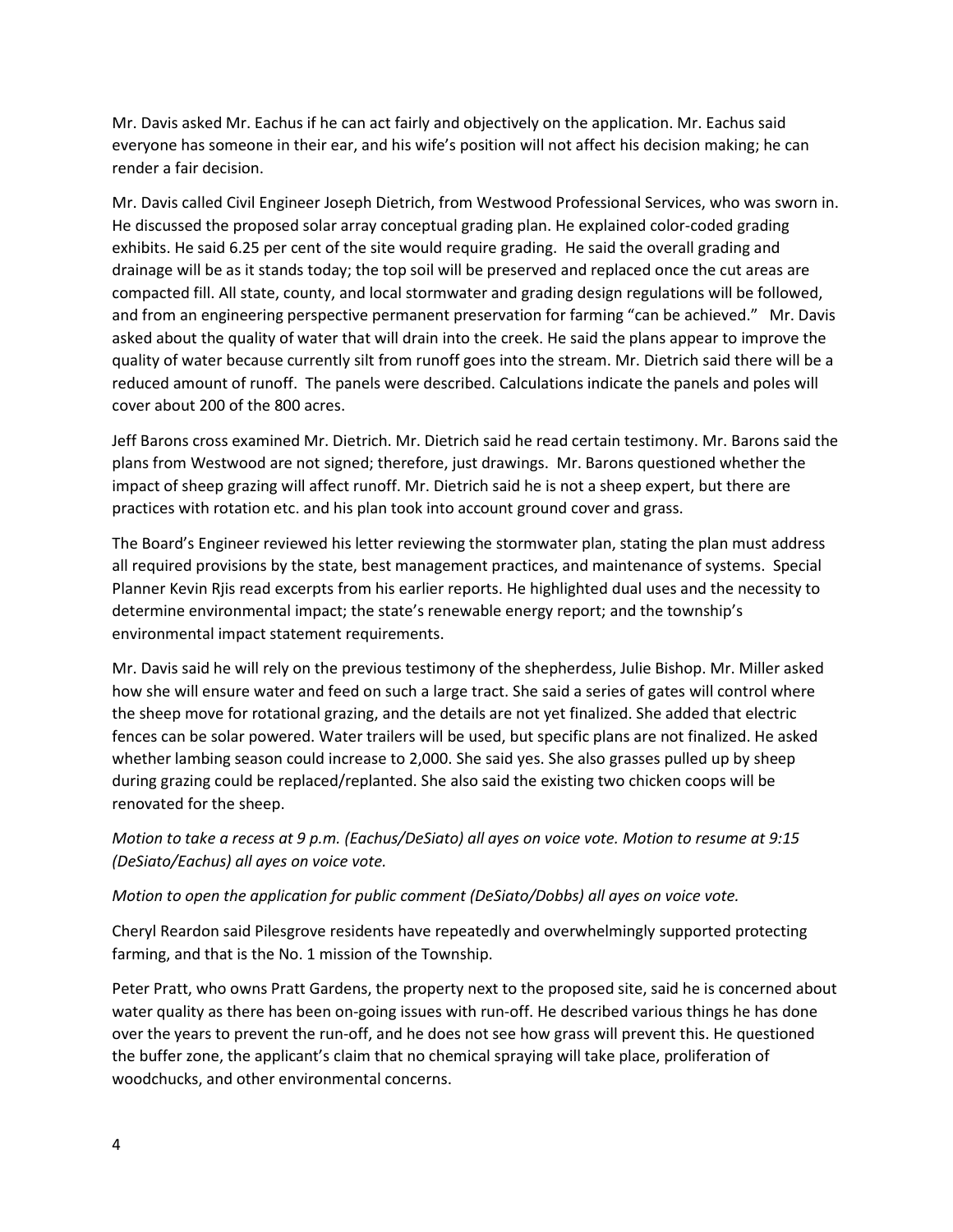Mr. Davis asked Mr. Eachus if he can act fairly and objectively on the application. Mr. Eachus said everyone has someone in their ear, and his wife's position will not affect his decision making; he can render a fair decision.

Mr. Davis called Civil Engineer Joseph Dietrich, from Westwood Professional Services, who was sworn in. He discussed the proposed solar array conceptual grading plan. He explained color-coded grading exhibits. He said 6.25 per cent of the site would require grading. He said the overall grading and drainage will be as it stands today; the top soil will be preserved and replaced once the cut areas are compacted fill. All state, county, and local stormwater and grading design regulations will be followed, and from an engineering perspective permanent preservation for farming "can be achieved." Mr. Davis asked about the quality of water that will drain into the creek. He said the plans appear to improve the quality of water because currently silt from runoff goes into the stream. Mr. Dietrich said there will be a reduced amount of runoff. The panels were described. Calculations indicate the panels and poles will cover about 200 of the 800 acres.

Jeff Barons cross examined Mr. Dietrich. Mr. Dietrich said he read certain testimony. Mr. Barons said the plans from Westwood are not signed; therefore, just drawings. Mr. Barons questioned whether the impact of sheep grazing will affect runoff. Mr. Dietrich said he is not a sheep expert, but there are practices with rotation etc. and his plan took into account ground cover and grass.

The Board's Engineer reviewed his letter reviewing the stormwater plan, stating the plan must address all required provisions by the state, best management practices, and maintenance of systems. Special Planner Kevin Rjis read excerpts from his earlier reports. He highlighted dual uses and the necessity to determine environmental impact; the state's renewable energy report; and the township's environmental impact statement requirements.

Mr. Davis said he will rely on the previous testimony of the shepherdess, Julie Bishop. Mr. Miller asked how she will ensure water and feed on such a large tract. She said a series of gates will control where the sheep move for rotational grazing, and the details are not yet finalized. She added that electric fences can be solar powered. Water trailers will be used, but specific plans are not finalized. He asked whether lambing season could increase to 2,000. She said yes. She also grasses pulled up by sheep during grazing could be replaced/replanted. She also said the existing two chicken coops will be renovated for the sheep.

*Motion to take a recess at 9 p.m. (Eachus/DeSiato) all ayes on voice vote. Motion to resume at 9:15 (DeSiato/Eachus) all ayes on voice vote.*

*Motion to open the application for public comment (DeSiato/Dobbs) all ayes on voice vote.*

Cheryl Reardon said Pilesgrove residents have repeatedly and overwhelmingly supported protecting farming, and that is the No. 1 mission of the Township.

Peter Pratt, who owns Pratt Gardens, the property next to the proposed site, said he is concerned about water quality as there has been on-going issues with run-off. He described various things he has done over the years to prevent the run-off, and he does not see how grass will prevent this. He questioned the buffer zone, the applicant's claim that no chemical spraying will take place, proliferation of woodchucks, and other environmental concerns.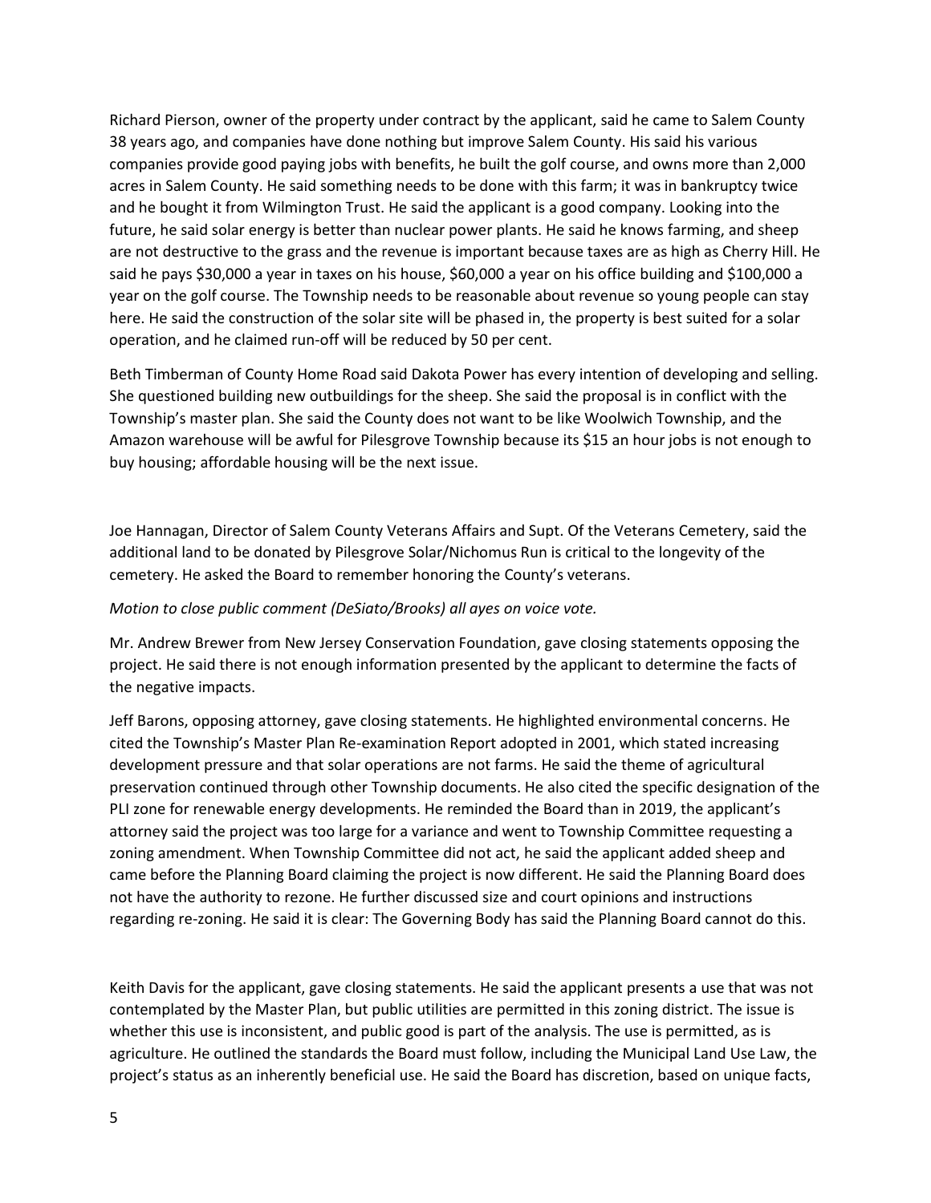Richard Pierson, owner of the property under contract by the applicant, said he came to Salem County 38 years ago, and companies have done nothing but improve Salem County. His said his various companies provide good paying jobs with benefits, he built the golf course, and owns more than 2,000 acres in Salem County. He said something needs to be done with this farm; it was in bankruptcy twice and he bought it from Wilmington Trust. He said the applicant is a good company. Looking into the future, he said solar energy is better than nuclear power plants. He said he knows farming, and sheep are not destructive to the grass and the revenue is important because taxes are as high as Cherry Hill. He said he pays $30,000 a year in taxes on his house, $60,000 a year on his office building and $100,000 a year on the golf course. The Township needs to be reasonable about revenue so young people can stay here. He said the construction of the solar site will be phased in, the property is best suited for a solar operation, and he claimed run-off will be reduced by 50 per cent.

Beth Timberman of County Home Road said Dakota Power has every intention of developing and selling. She questioned building new outbuildings for the sheep. She said the proposal is in conflict with the Township's master plan. She said the County does not want to be like Woolwich Township, and the Amazon warehouse will be awful for Pilesgrove Township because its $15 an hour jobs is not enough to buy housing; affordable housing will be the next issue.

Joe Hannagan, Director of Salem County Veterans Affairs and Supt. Of the Veterans Cemetery, said the additional land to be donated by Pilesgrove Solar/Nichomus Run is critical to the longevity of the cemetery. He asked the Board to remember honoring the County's veterans.

*Motion to close public comment (DeSiato/Brooks) all ayes on voice vote.*

Mr. Andrew Brewer from New Jersey Conservation Foundation, gave closing statements opposing the project. He said there is not enough information presented by the applicant to determine the facts of the negative impacts.

Jeff Barons, opposing attorney, gave closing statements. He highlighted environmental concerns. He cited the Township's Master Plan Re-examination Report adopted in 2001, which stated increasing development pressure and that solar operations are not farms. He said the theme of agricultural preservation continued through other Township documents. He also cited the specific designation of the PLI zone for renewable energy developments. He reminded the Board than in 2019, the applicant's attorney said the project was too large for a variance and went to Township Committee requesting a zoning amendment. When Township Committee did not act, he said the applicant added sheep and came before the Planning Board claiming the project is now different. He said the Planning Board does not have the authority to rezone. He further discussed size and court opinions and instructions regarding re-zoning. He said it is clear: The Governing Body has said the Planning Board cannot do this.

Keith Davis for the applicant, gave closing statements. He said the applicant presents a use that was not contemplated by the Master Plan, but public utilities are permitted in this zoning district. The issue is whether this use is inconsistent, and public good is part of the analysis. The use is permitted, as is agriculture. He outlined the standards the Board must follow, including the Municipal Land Use Law, the project's status as an inherently beneficial use. He said the Board has discretion, based on unique facts,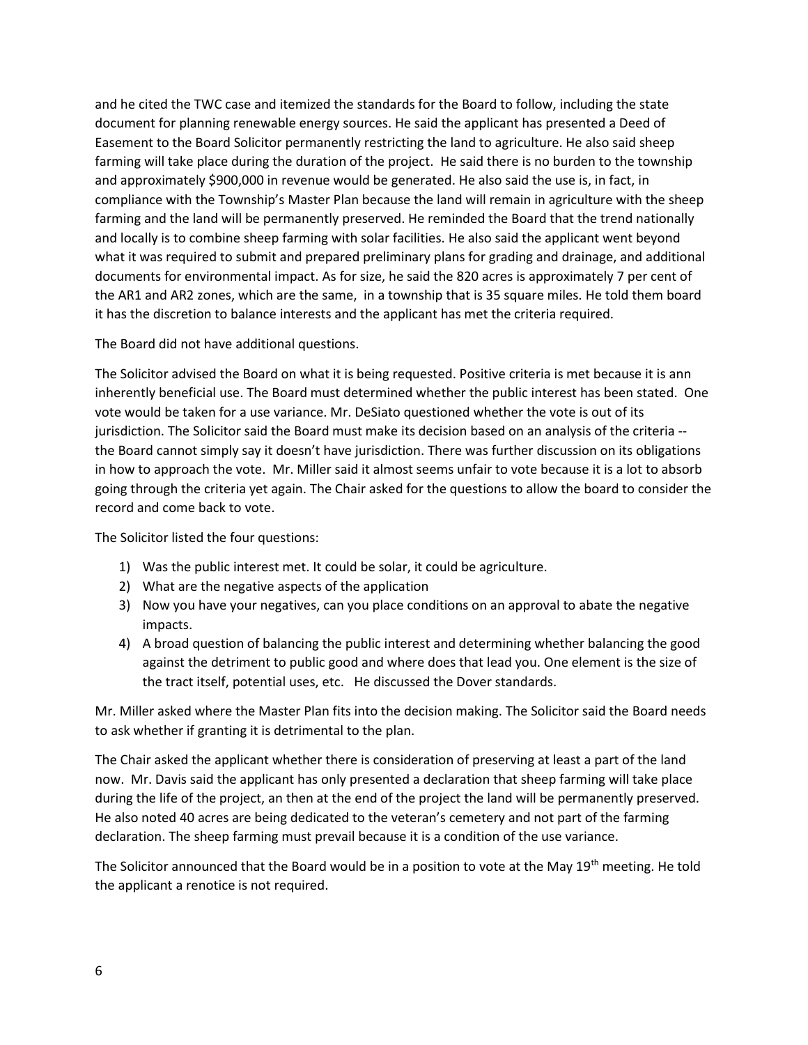and he cited the TWC case and itemized the standards for the Board to follow, including the state document for planning renewable energy sources. He said the applicant has presented a Deed of Easement to the Board Solicitor permanently restricting the land to agriculture. He also said sheep farming will take place during the duration of the project. He said there is no burden to the township and approximately $900,000 in revenue would be generated. He also said the use is, in fact, in compliance with the Township's Master Plan because the land will remain in agriculture with the sheep farming and the land will be permanently preserved. He reminded the Board that the trend nationally and locally is to combine sheep farming with solar facilities. He also said the applicant went beyond what it was required to submit and prepared preliminary plans for grading and drainage, and additional documents for environmental impact. As for size, he said the 820 acres is approximately 7 per cent of the AR1 and AR2 zones, which are the same, in a township that is 35 square miles. He told them board it has the discretion to balance interests and the applicant has met the criteria required.

The Board did not have additional questions.

The Solicitor advised the Board on what it is being requested. Positive criteria is met because it is ann inherently beneficial use. The Board must determined whether the public interest has been stated. One vote would be taken for a use variance. Mr. DeSiato questioned whether the vote is out of its jurisdiction. The Solicitor said the Board must make its decision based on an analysis of the criteria -- the Board cannot simply say it doesn't have jurisdiction. There was further discussion on its obligations in how to approach the vote. Mr. Miller said it almost seems unfair to vote because it is a lot to absorb going through the criteria yet again. The Chair asked for the questions to allow the board to consider the record and come back to vote.

The Solicitor listed the four questions:

1) Was the public interest met. It could be solar, it could be agriculture.
2) What are the negative aspects of the application
3) Now you have your negatives, can you place conditions on an approval to abate the negative impacts.
4) A broad question of balancing the public interest and determining whether balancing the good against the detriment to public good and where does that lead you. One element is the size of the tract itself, potential uses, etc. He discussed the Dover standards.

Mr. Miller asked where the Master Plan fits into the decision making. The Solicitor said the Board needs to ask whether if granting it is detrimental to the plan.

The Chair asked the applicant whether there is consideration of preserving at least a part of the land now. Mr. Davis said the applicant has only presented a declaration that sheep farming will take place during the life of the project, an then at the end of the project the land will be permanently preserved. He also noted 40 acres are being dedicated to the veteran's cemetery and not part of the farming declaration. The sheep farming must prevail because it is a condition of the use variance.

The Solicitor announced that the Board would be in a position to vote at the May 19th meeting. He told the applicant a renotice is not required.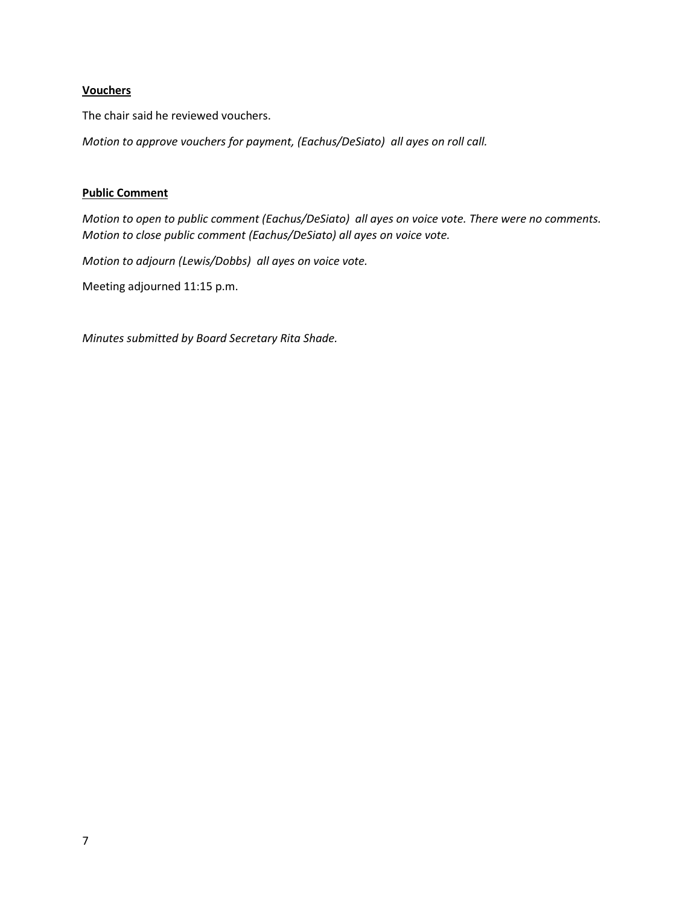**Vouchers**

The chair said he reviewed vouchers.

*Motion to approve vouchers for payment, (Eachus/DeSiato) all ayes on roll call.*

**Public Comment**

*Motion to open to public comment (Eachus/DeSiato) all ayes on voice vote. There were no comments.*
*Motion to close public comment (Eachus/DeSiato) all ayes on voice vote.*

*Motion to adjourn (Lewis/Dobbs) all ayes on voice vote.*

Meeting adjourned 11:15 p.m.

*Minutes submitted by Board Secretary Rita Shade.*